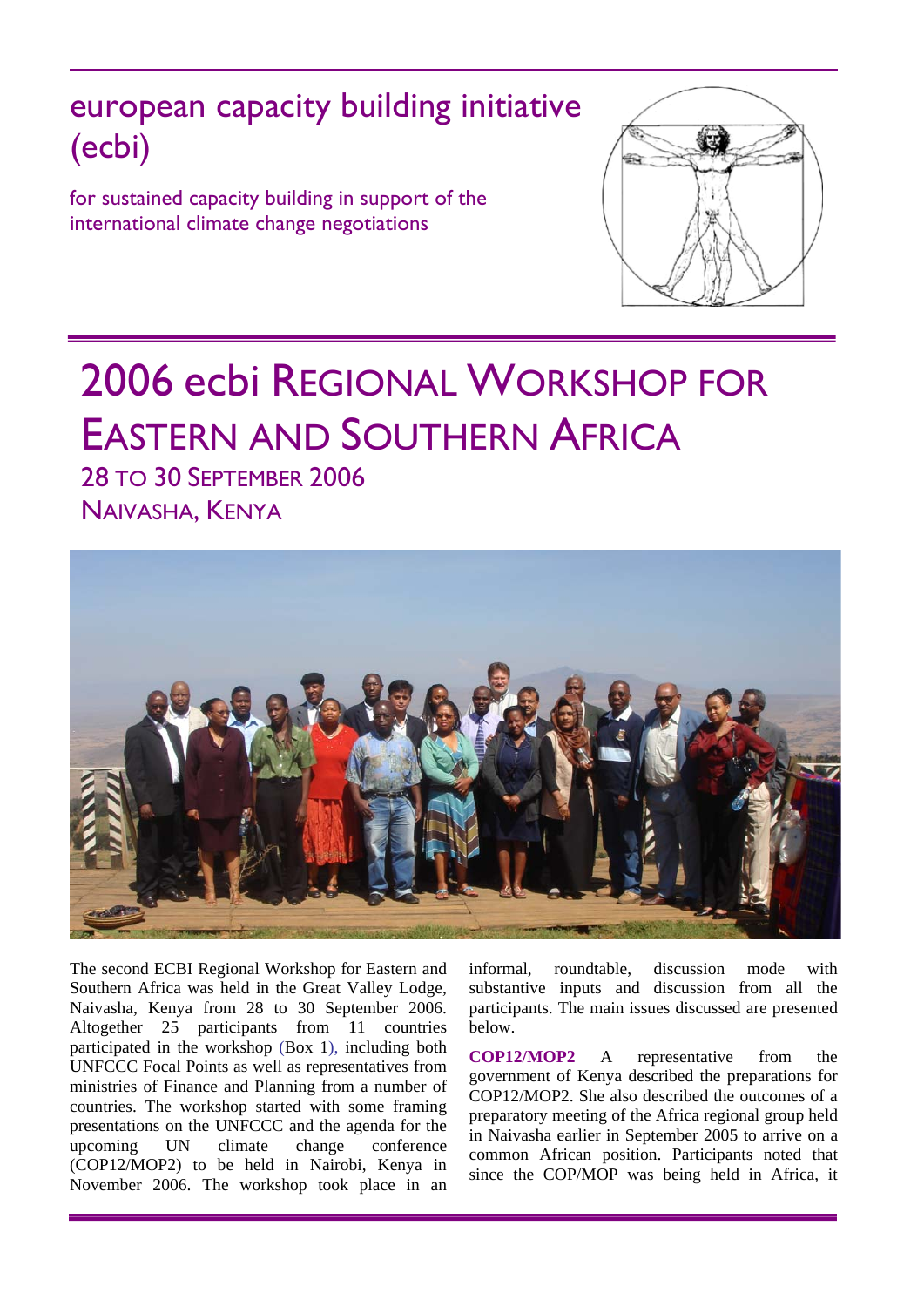# european capacity building initiative (ecbi)

for sustained capacity building in support of the international climate change negotiations

# 2006 ecbi REGIONAL WORKSHOP FOR EASTERN AND SOUTHERN AFRICA

## 28 TO 30 SEPTEMBER 2006

## NAIVASHA, KENYA

The second ECBI Regional Workshop for Eastern and Southern Africa was held in the Great Valley Lodge, Naivasha, Kenya from 28 to 30 September 2006. Altogether 25 participants from 11 countries participated in the workshop (Box 1), including both UNFCCC Focal Points as well as representatives from ministries of Finance and Planning from a number of countries. The workshop started with some framing presentations on the UNFCCC and the agenda for the upcoming UN climate change conference (COP12/MOP2) to be held in Nairobi, Kenya in November 2006. The workshop took place in an informal, roundtable, discussion mode with substantive inputs and discussion from all the participants. The main issues discussed are presented below.

**COP12/MOP2** A representative from the government of Kenya described the preparations for COP12/MOP2. She also described the outcomes of a preparatory meeting of the Africa regional group held in Naivasha earlier in September 2005 to arrive on a common African position. Participants noted that since the COP/MOP was being held in Africa, it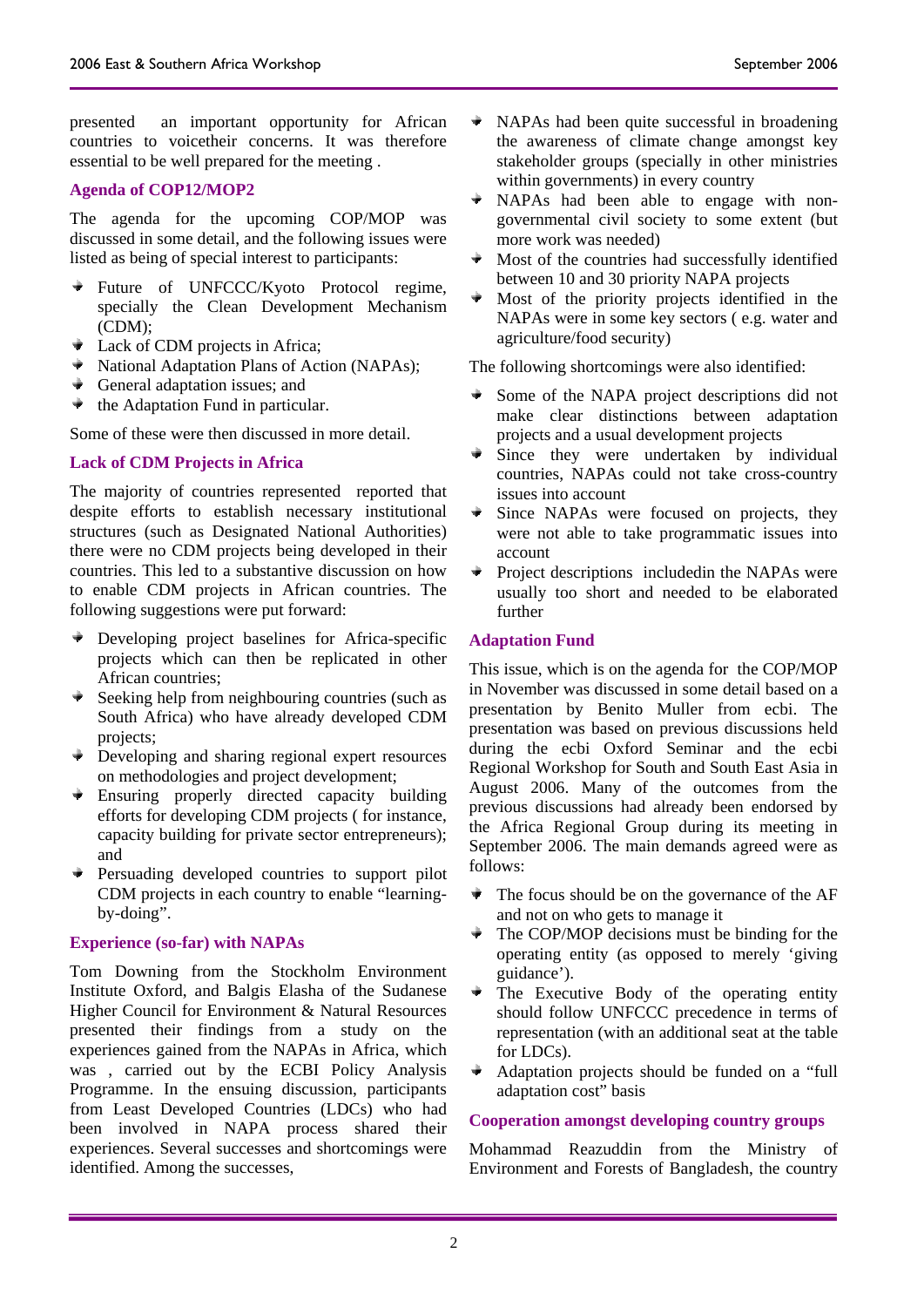presented an important opportunity for African countries to voicetheir concerns. It was therefore essential to be well prepared for the meeting .

### Agenda of COP12/MOP2

The agenda for the upcoming COP/MOP was discussed in some detail, and the following issues were listed as being of special interest to participants:

- Future of UNFCCC/Kyoto Protocol regime, specially the Clean Development Mechanism (CDM);
- Lack of CDM projects in Africa;
- National Adaptation Plans of Action (NAPAs);
- General adaptation issues; and
- the Adaptation Fund in particular.

Some of these were then discussed in more detail.

### Lack of CDM Projects in Africa

The majority of countries represented reported that despite efforts to establish necessary institutional structures (such as Designated National Authorities) there were no CDM projects being developed in their countries. This led to a substantive discussion on how to enable CDM projects in African countries. The following suggestions were put forward:

- Developing project baselines for Africa-specific projects which can then be replicated in other African countries;
- Seeking help from neighbouring countries (such as South Africa) who have already developed CDM projects;
- Developing and sharing regional expert resources on methodologies and project development;
- Ensuring properly directed capacity building efforts for developing CDM projects ( for instance, capacity building for private sector entrepreneurs); and
- Persuading developed countries to support pilot CDM projects in each country to enable "learning-by-doing".

### Experience (so-far) with NAPAs

Tom Downing from the Stockholm Environment Institute Oxford, and Balgis Elasha of the Sudanese Higher Council for Environment & Natural Resources presented their findings from a study on the experiences gained from the NAPAs in Africa, which was , carried out by the ECBI Policy Analysis Programme. In the ensuing discussion, participants from Least Developed Countries (LDCs) who had been involved in NAPA process shared their experiences. Several successes and shortcomings were identified. Among the successes,

- NAPAs had been quite successful in broadening the awareness of climate change amongst key stakeholder groups (specially in other ministries within governments) in every country
- NAPAs had been able to engage with non-governmental civil society to some extent (but more work was needed)
- Most of the countries had successfully identified between 10 and 30 priority NAPA projects
- Most of the priority projects identified in the NAPAs were in some key sectors ( e.g. water and agriculture/food security)

The following shortcomings were also identified:

- Some of the NAPA project descriptions did not make clear distinctions between adaptation projects and a usual development projects
- Since they were undertaken by individual countries, NAPAs could not take cross-country issues into account
- Since NAPAs were focused on projects, they were not able to take programmatic issues into account
- Project descriptions includedin the NAPAs were usually too short and needed to be elaborated further

### Adaptation Fund

This issue, which is on the agenda for the COP/MOP in November was discussed in some detail based on a presentation by Benito Muller from ecbi. The presentation was based on previous discussions held during the ecbi Oxford Seminar and the ecbi Regional Workshop for South and South East Asia in August 2006. Many of the outcomes from the previous discussions had already been endorsed by the Africa Regional Group during its meeting in September 2006. The main demands agreed were as follows:

- The focus should be on the governance of the AF and not on who gets to manage it
- The COP/MOP decisions must be binding for the operating entity (as opposed to merely 'giving guidance').
- The Executive Body of the operating entity should follow UNFCCC precedence in terms of representation (with an additional seat at the table for LDCs).
- Adaptation projects should be funded on a "full adaptation cost" basis

### Cooperation amongst developing country groups

Mohammad Reazuddin from the Ministry of Environment and Forests of Bangladesh, the country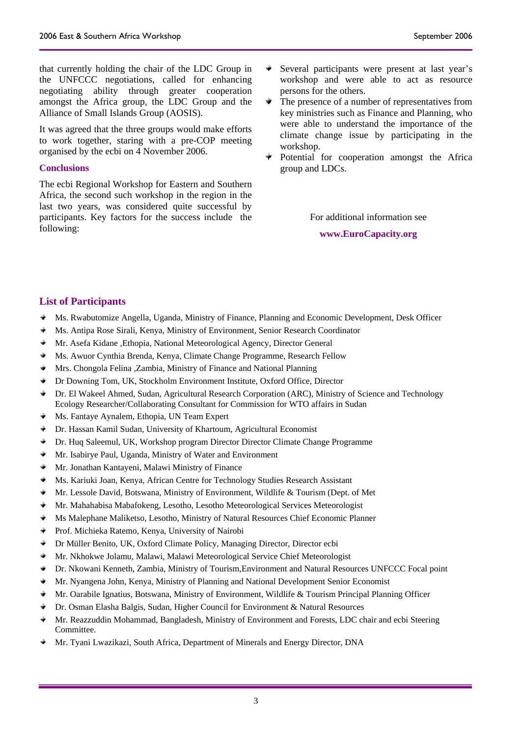that currently holding the chair of the LDC Group in the UNFCCC negotiations, called for enhancing negotiating ability through greater cooperation amongst the Africa group, the LDC Group and the Alliance of Small Islands Group (AOSIS).

It was agreed that the three groups would make efforts to work together, staring with a pre-COP meeting organised by the ecbi on 4 November 2006.

### Conclusions

The ecbi Regional Workshop for Eastern and Southern Africa, the second such workshop in the region in the last two years, was considered quite successful by participants. Key factors for the success include the following:

- Several participants were present at last year's workshop and were able to act as resource persons for the others.
- The presence of a number of representatives from key ministries such as Finance and Planning, who were able to understand the importance of the climate change issue by participating in the workshop.
- Potential for cooperation amongst the Africa group and LDCs.

For additional information see

**www.EuroCapacity.org**

## List of Participants

- Ms. Rwabutomize Angella, Uganda, Ministry of Finance, Planning and Economic Development, Desk Officer
- Ms. Antipa Rose Sirali, Kenya, Ministry of Environment, Senior Research Coordinator
- Mr. Asefa Kidane ,Ethopia, National Meteorological Agency, Director General
- Ms. Awuor Cynthia Brenda, Kenya, Climate Change Programme, Research Fellow
- Mrs. Chongola Felina ,Zambia, Ministry of Finance and National Planning
- Dr Downing Tom, UK, Stockholm Environment Institute, Oxford Office, Director
- Dr. El Wakeel Ahmed, Sudan, Agricultural Research Corporation (ARC), Ministry of Science and Technology Ecology Researcher/Collaborating Consultant for Commission for WTO affairs in Sudan
- Ms. Fantaye Aynalem, Ethopia, UN Team Expert
- Dr. Hassan Kamil Sudan, University of Khartoum, Agricultural Economist
- Dr. Huq Saleemul, UK, Workshop program Director Director Climate Change Programme
- Mr. Isabirye Paul, Uganda, Ministry of Water and Environment
- Mr. Jonathan Kantayeni, Malawi Ministry of Finance
- Ms. Kariuki Joan, Kenya, African Centre for Technology Studies Research Assistant
- Mr. Lessole David, Botswana, Ministry of Environment, Wildlife & Tourism (Dept. of Met
- Mr. Mahahabisa Mabafokeng, Lesotho, Lesotho Meteorological Services Meteorologist
- Ms Malephane Maliketso, Lesotho, Ministry of Natural Resources Chief Economic Planner
- Prof. Michieka Ratemo, Kenya, University of Nairobi
- Dr Müller Benito, UK, Oxford Climate Policy, Managing Director, Director ecbi
- Mr. Nkhokwe Jolamu, Malawi, Malawi Meteorological Service Chief Meteorologist
- Dr. Nkowani Kenneth, Zambia, Ministry of Tourism,Environment and Natural Resources UNFCCC Focal point
- Mr. Nyangena John, Kenya, Ministry of Planning and National Development Senior Economist
- Mr. Oarabile Ignatius, Botswana, Ministry of Environment, Wildlife & Tourism Principal Planning Officer
- Dr. Osman Elasha Balgis, Sudan, Higher Council for Environment & Natural Resources
- Mr. Reazzuddin Mohammad, Bangladesh, Ministry of Environment and Forests, LDC chair and ecbi Steering Committee.
- Mr. Tyani Lwazikazi, South Africa, Department of Minerals and Energy Director, DNA